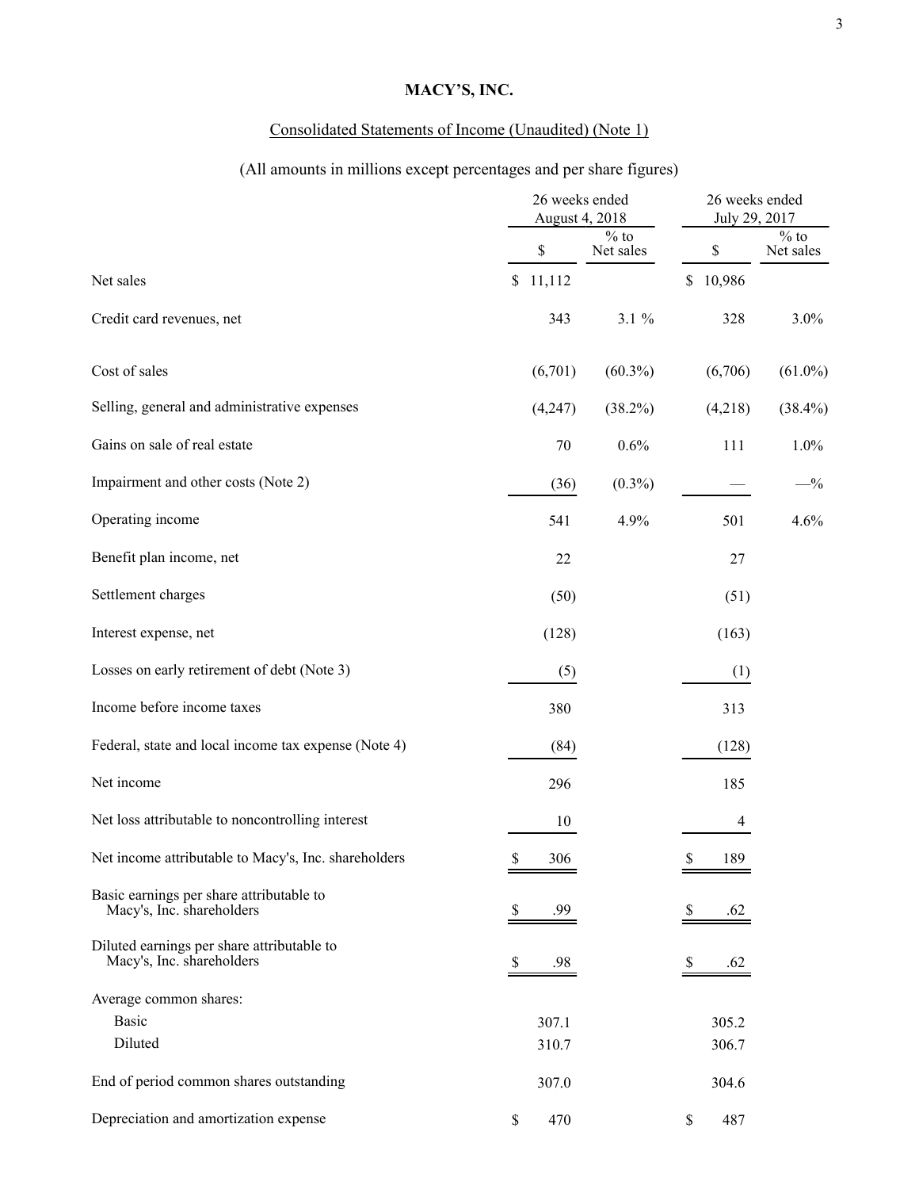# MACY'S, INC.

Consolidated Statements of Income (Unaudited) (Note 1)

(All amounts in millions except percentages and per share figures)

| | 26 weeks ended August 4, 2018 | | 26 weeks ended July 29, 2017 | |
|---|---|---|---|---|
| | $ | % to Net sales | $ | % to Net sales |
| Net sales | $ 11,112 | | $ 10,986 | |
| Credit card revenues, net | 343 | 3.1 % | 328 | 3.0% |
| Cost of sales | (6,701) | (60.3%) | (6,706) | (61.0%) |
| Selling, general and administrative expenses | (4,247) | (38.2%) | (4,218) | (38.4%) |
| Gains on sale of real estate | 70 | 0.6% | 111 | 1.0% |
| Impairment and other costs (Note 2) | (36) | (0.3%) | — | —% |
| Operating income | 541 | 4.9% | 501 | 4.6% |
| Benefit plan income, net | 22 | | 27 | |
| Settlement charges | (50) | | (51) | |
| Interest expense, net | (128) | | (163) | |
| Losses on early retirement of debt (Note 3) | (5) | | (1) | |
| Income before income taxes | 380 | | 313 | |
| Federal, state and local income tax expense (Note 4) | (84) | | (128) | |
| Net income | 296 | | 185 | |
| Net loss attributable to noncontrolling interest | 10 | | 4 | |
| Net income attributable to Macy's, Inc. shareholders | $ 306 | | $ 189 | |
| Basic earnings per share attributable to Macy's, Inc. shareholders | $ .99 | | $ .62 | |
| Diluted earnings per share attributable to Macy's, Inc. shareholders | $ .98 | | $ .62 | |
| Average common shares: | | | | |
| Basic | 307.1 | | 305.2 | |
| Diluted | 310.7 | | 306.7 | |
| End of period common shares outstanding | 307.0 | | 304.6 | |
| Depreciation and amortization expense | $ 470 | | $ 487 | |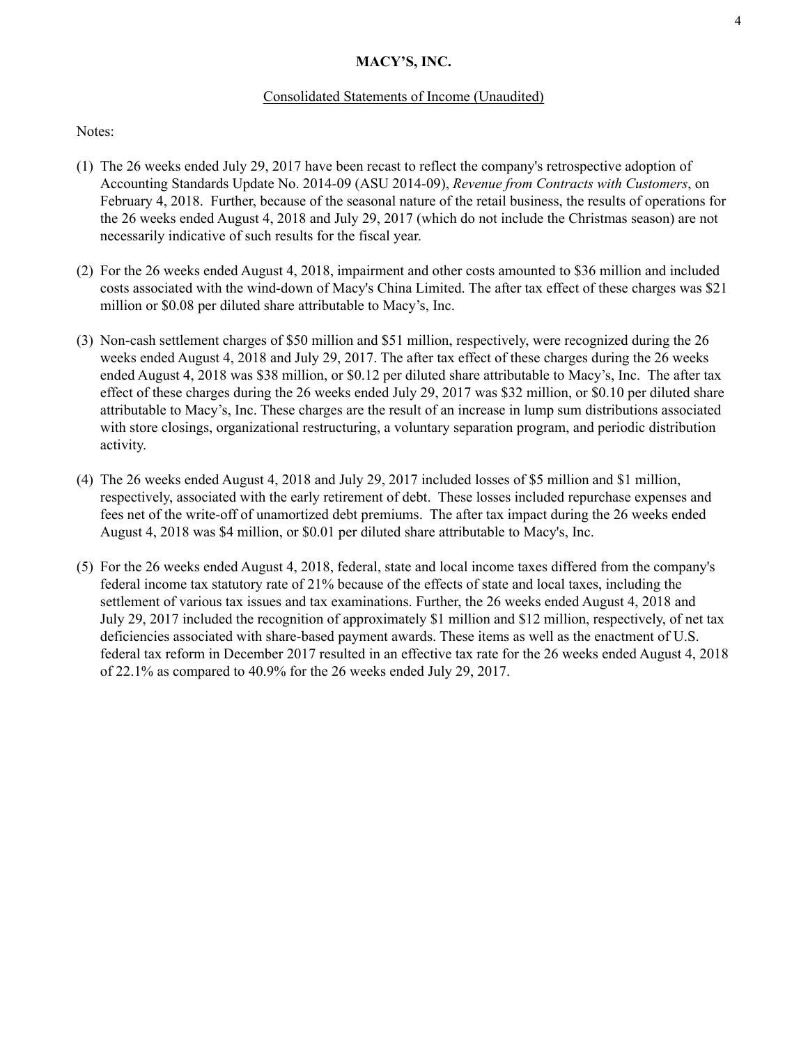**MACY'S, INC.**

Consolidated Statements of Income (Unaudited)

Notes:

(1) The 26 weeks ended July 29, 2017 have been recast to reflect the company's retrospective adoption of Accounting Standards Update No. 2014-09 (ASU 2014-09), *Revenue from Contracts with Customers*, on February 4, 2018. Further, because of the seasonal nature of the retail business, the results of operations for the 26 weeks ended August 4, 2018 and July 29, 2017 (which do not include the Christmas season) are not necessarily indicative of such results for the fiscal year.

(2) For the 26 weeks ended August 4, 2018, impairment and other costs amounted to $36 million and included costs associated with the wind-down of Macy's China Limited. The after tax effect of these charges was $21 million or $0.08 per diluted share attributable to Macy's, Inc.

(3) Non-cash settlement charges of $50 million and $51 million, respectively, were recognized during the 26 weeks ended August 4, 2018 and July 29, 2017. The after tax effect of these charges during the 26 weeks ended August 4, 2018 was $38 million, or $0.12 per diluted share attributable to Macy's, Inc. The after tax effect of these charges during the 26 weeks ended July 29, 2017 was $32 million, or $0.10 per diluted share attributable to Macy's, Inc. These charges are the result of an increase in lump sum distributions associated with store closings, organizational restructuring, a voluntary separation program, and periodic distribution activity.

(4) The 26 weeks ended August 4, 2018 and July 29, 2017 included losses of $5 million and $1 million, respectively, associated with the early retirement of debt. These losses included repurchase expenses and fees net of the write-off of unamortized debt premiums. The after tax impact during the 26 weeks ended August 4, 2018 was $4 million, or $0.01 per diluted share attributable to Macy's, Inc.

(5) For the 26 weeks ended August 4, 2018, federal, state and local income taxes differed from the company's federal income tax statutory rate of 21% because of the effects of state and local taxes, including the settlement of various tax issues and tax examinations. Further, the 26 weeks ended August 4, 2018 and July 29, 2017 included the recognition of approximately $1 million and $12 million, respectively, of net tax deficiencies associated with share-based payment awards. These items as well as the enactment of U.S. federal tax reform in December 2017 resulted in an effective tax rate for the 26 weeks ended August 4, 2018 of 22.1% as compared to 40.9% for the 26 weeks ended July 29, 2017.